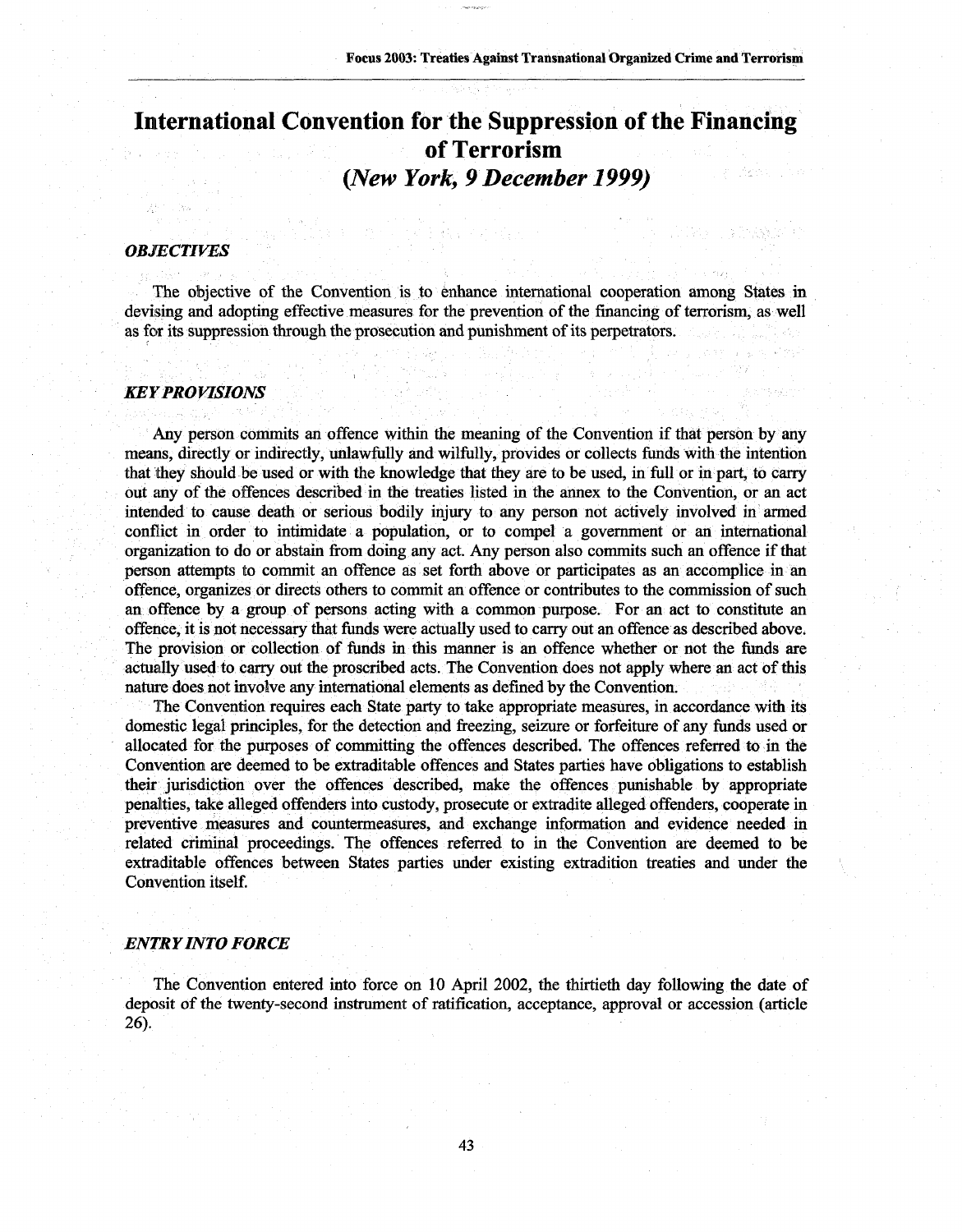# International Convention for the Suppression of the Financing of Terrorism

## *(New York, 9 December 1999)*

### *OBJECTIVES*

The objective of the Convention is to enhance international cooperation among States in devising and adopting effective measures for the prevention of the financing of terrorism, as well as for its suppression through the prosecution and punishment of its perpetrators.

### *KEY PROVISIONS*

Any person commits an offence within the meaning of the Convention if that person by any means, directly or indirectly, unlawfully and wilfully, provides or collects funds with the intention that they should be used or with the knowledge that they are to be used, in full or in part, to carry out any of the offences described in the treaties listed in the annex to the Convention, or an act intended to cause death or serious bodily injury to any person not actively involved in armed conflict in order to intimidate a population, or to compel a government or an international organization to do or abstain from doing any act. Any person also commits such an offence if that person attempts to commit an offence as set forth above or participates as an accomplice in an offence, organizes or directs others to commit an offence or contributes to the commission of such an offence by a group of persons acting with a common purpose. For an act to constitute an offence, it is not necessary that funds were actually used to carry out an offence as described above. The provision or collection of funds in this manner is an offence whether or not the funds are actually used to carry out the proscribed acts. The Convention does not apply where an act of this nature does not involve any international elements as defined by the Convention.

The Convention requires each State party to take appropriate measures, in accordance with its domestic legal principles, for the detection and freezing, seizure or forfeiture of any funds used or allocated for the purposes of committing the offences described. The offences referred to in the Convention are deemed to be extraditable offences and States parties have obligations to establish their jurisdiction over the offences described, make the offences punishable by appropriate penalties, take alleged offenders into custody, prosecute or extradite alleged offenders, cooperate in preventive measures and countermeasures, and exchange information and evidence needed in related criminal proceedings. The offences referred to in the Convention are deemed to be extraditable offences between States parties under existing extradition treaties and under the Convention itself.

### *ENTRY INTO FORCE*

The Convention entered into force on 10 April 2002, the thirtieth day following the date of deposit of the twenty-second instrument of ratification, acceptance, approval or accession (article 26).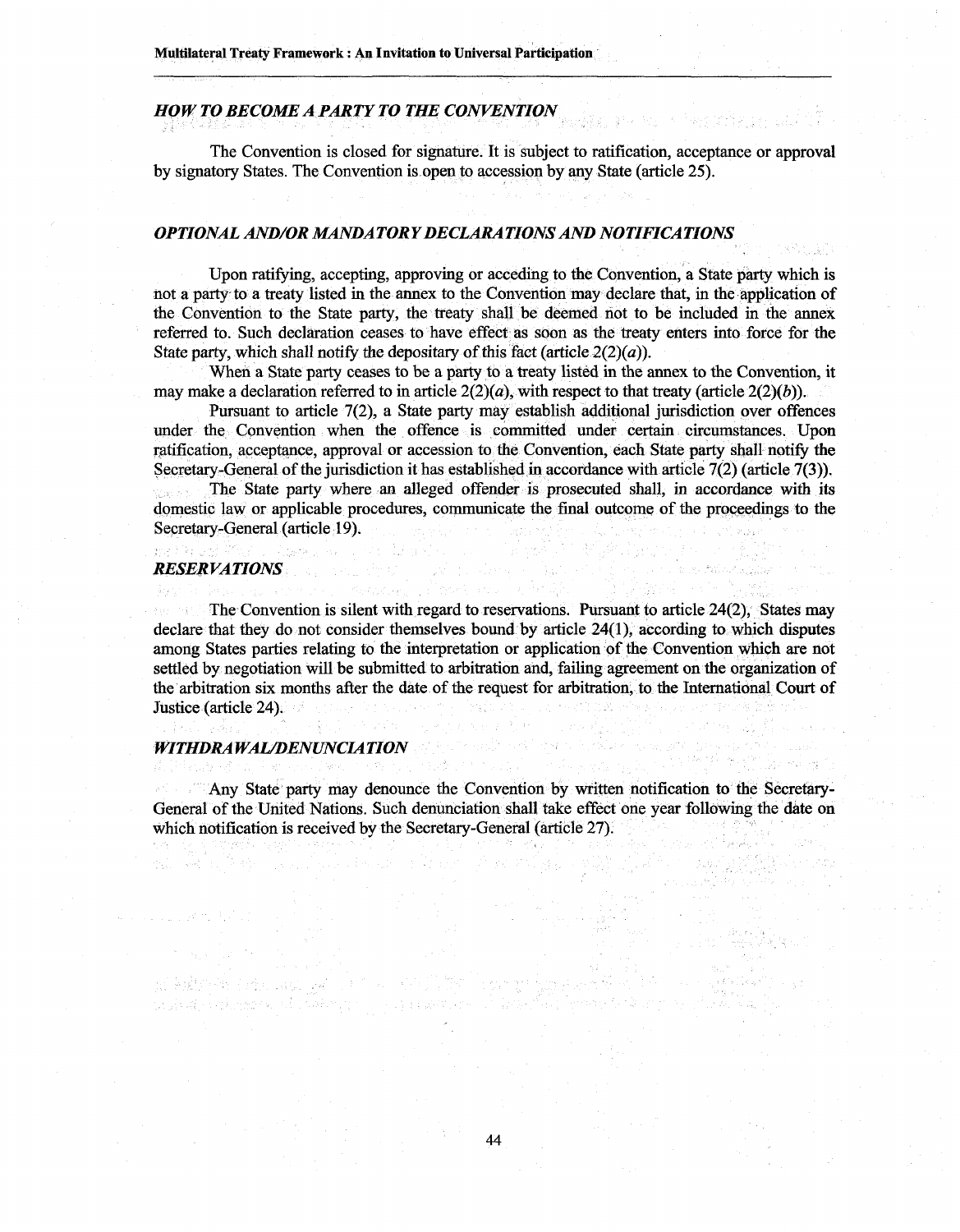### *HOW TO BECOME A PARTY TO THE CONVENTION*

The Convention is closed for signature. It is subject to ratification, acceptance or approval by signatory States. The Convention is open to accession by any State (article 25).

### *OPTIONAL AND/OR MANDATORY DECLARATIONS AND NOTIFICATIONS*

Upon ratifying, accepting, approving or acceding to the Convention, a State party which is not a party to a treaty listed in the annex to the Convention may declare that, in the application of the Convention to the State party, the treaty shall be deemed not to be included in the annex referred to. Such declaration ceases to have effect as soon as the treaty enters into force for the State party, which shall notify the depositary of this fact (article 2(2)(*a*)).

When a State party ceases to be a party to a treaty listed in the annex to the Convention, it may make a declaration referred to in article 2(2)(*a*), with respect to that treaty (article 2(2)(*b*)).

Pursuant to article 7(2), a State party may establish additional jurisdiction over offences under the Convention when the offence is committed under certain circumstances. Upon ratification, acceptance, approval or accession to the Convention, each State party shall notify the Secretary-General of the jurisdiction it has established in accordance with article 7(2) (article 7(3)).

The State party where an alleged offender is prosecuted shall, in accordance with its domestic law or applicable procedures, communicate the final outcome of the proceedings to the Secretary-General (article 19).

### *RESERVATIONS*

The Convention is silent with regard to reservations. Pursuant to article 24(2), States may declare that they do not consider themselves bound by article 24(1), according to which disputes among States parties relating to the interpretation or application of the Convention which are not settled by negotiation will be submitted to arbitration and, failing agreement on the organization of the arbitration six months after the date of the request for arbitration, to the International Court of Justice (article 24).

### *WITHDRAWAL/DENUNCIATION*

Any State party may denounce the Convention by written notification to the Secretary-General of the United Nations. Such denunciation shall take effect one year following the date on which notification is received by the Secretary-General (article 27).